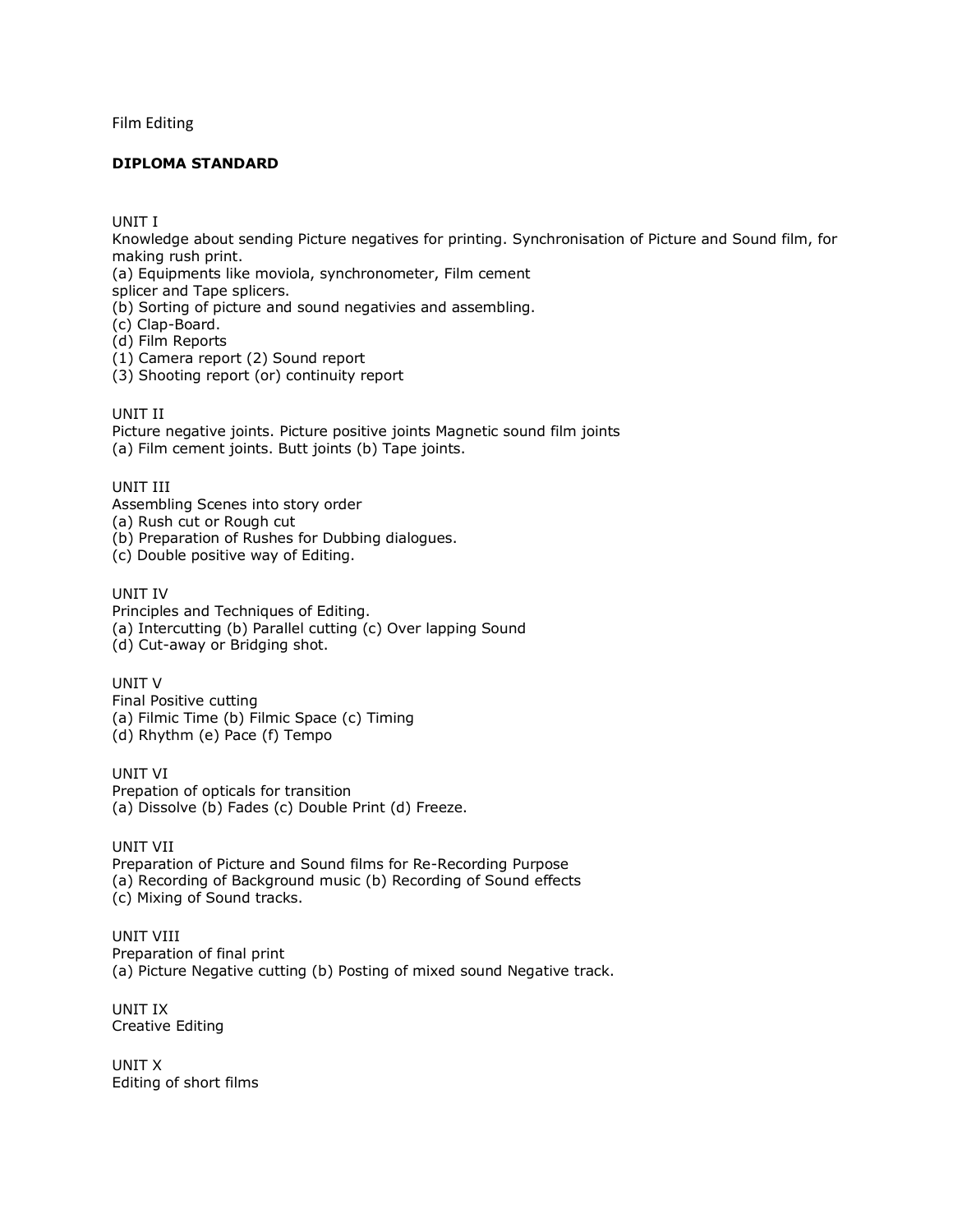Film Editing

**DIPLOMA STANDARD**

UNIT I

Knowledge about sending Picture negatives for printing. Synchronisation of Picture and Sound film, for making rush print.

(a) Equipments like moviola, synchronometer, Film cement splicer and Tape splicers.

(b) Sorting of picture and sound negativies and assembling.

(c) Clap-Board.

(d) Film Reports

(1) Camera report (2) Sound report

(3) Shooting report (or) continuity report

UNIT II

Picture negative joints. Picture positive joints Magnetic sound film joints

(a) Film cement joints. Butt joints (b) Tape joints.

UNIT III

Assembling Scenes into story order

(a) Rush cut or Rough cut

(b) Preparation of Rushes for Dubbing dialogues.

(c) Double positive way of Editing.

UNIT IV

Principles and Techniques of Editing.

(a) Intercutting (b) Parallel cutting (c) Over lapping Sound

(d) Cut-away or Bridging shot.

UNIT V

Final Positive cutting

(a) Filmic Time (b) Filmic Space (c) Timing

(d) Rhythm (e) Pace (f) Tempo

UNIT VI

Prepation of opticals for transition

(a) Dissolve (b) Fades (c) Double Print (d) Freeze.

UNIT VII

Preparation of Picture and Sound films for Re-Recording Purpose

(a) Recording of Background music (b) Recording of Sound effects

(c) Mixing of Sound tracks.

UNIT VIII

Preparation of final print

(a) Picture Negative cutting (b) Posting of mixed sound Negative track.

UNIT IX

Creative Editing

UNIT X

Editing of short films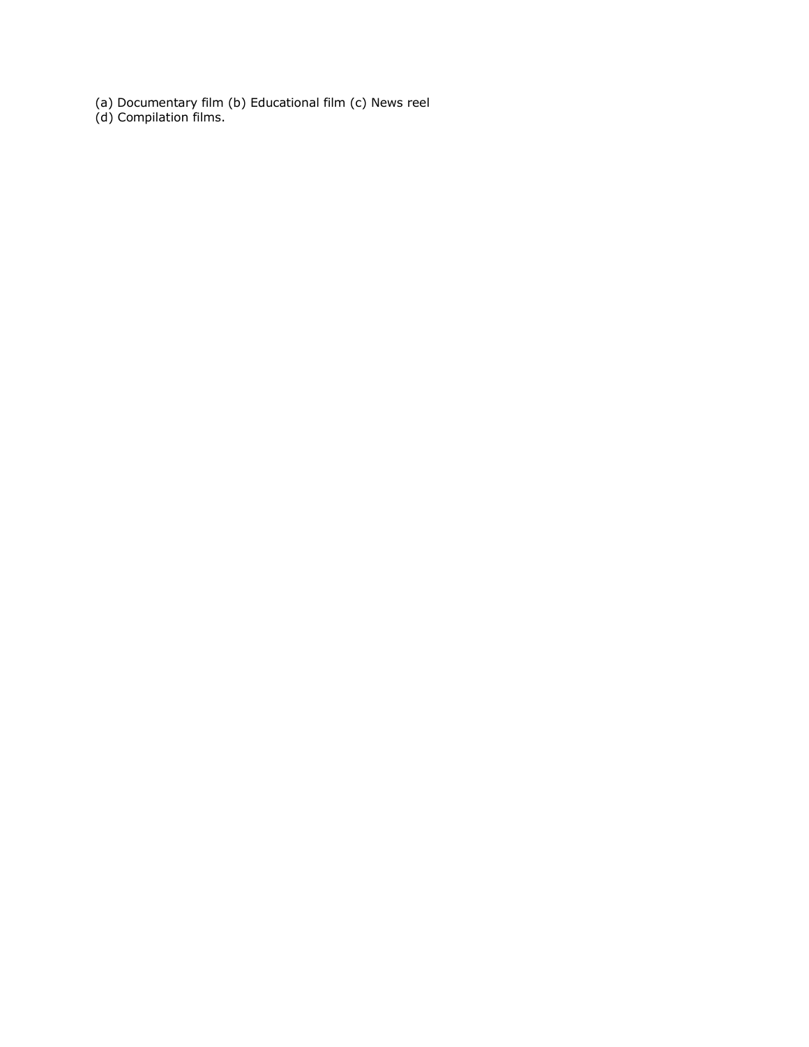(a) Documentary film (b) Educational film (c) News reel
(d) Compilation films.